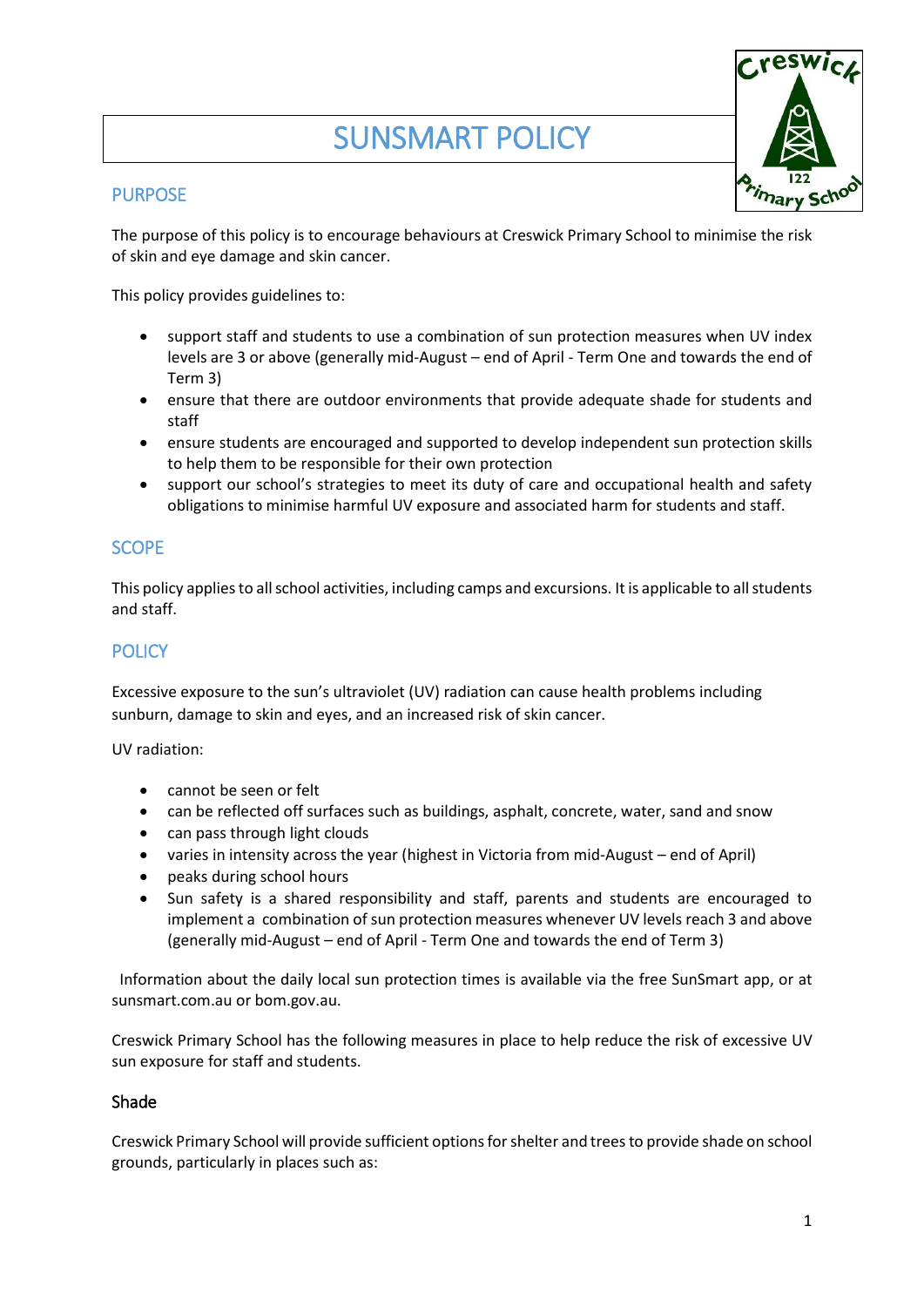# SUNSMART POLICY

## PURPOSE

The purpose of this policy is to encourage behaviours at Creswick Primary School to minimise the risk of skin and eye damage and skin cancer.

This policy provides guidelines to:

- support staff and students to use a combination of sun protection measures when UV index levels are 3 or above (generally mid-August – end of April - Term One and towards the end of Term 3)
- ensure that there are outdoor environments that provide adequate shade for students and staff
- ensure students are encouraged and supported to develop independent sun protection skills to help them to be responsible for their own protection
- support our school's strategies to meet its duty of care and occupational health and safety obligations to minimise harmful UV exposure and associated harm for students and staff.

## SCOPE

This policy applies to all school activities, including camps and excursions. It is applicable to all students and staff.

## POLICY

Excessive exposure to the sun's ultraviolet (UV) radiation can cause health problems including sunburn, damage to skin and eyes, and an increased risk of skin cancer.

UV radiation:

- cannot be seen or felt
- can be reflected off surfaces such as buildings, asphalt, concrete, water, sand and snow
- can pass through light clouds
- varies in intensity across the year (highest in Victoria from mid-August – end of April)
- peaks during school hours
- Sun safety is a shared responsibility and staff, parents and students are encouraged to implement a combination of sun protection measures whenever UV levels reach 3 and above (generally mid-August – end of April - Term One and towards the end of Term 3)

Information about the daily local sun protection times is available via the free SunSmart app, or at sunsmart.com.au or bom.gov.au.

Creswick Primary School has the following measures in place to help reduce the risk of excessive UV sun exposure for staff and students.

### Shade

Creswick Primary School will provide sufficient options for shelter and trees to provide shade on school grounds, particularly in places such as: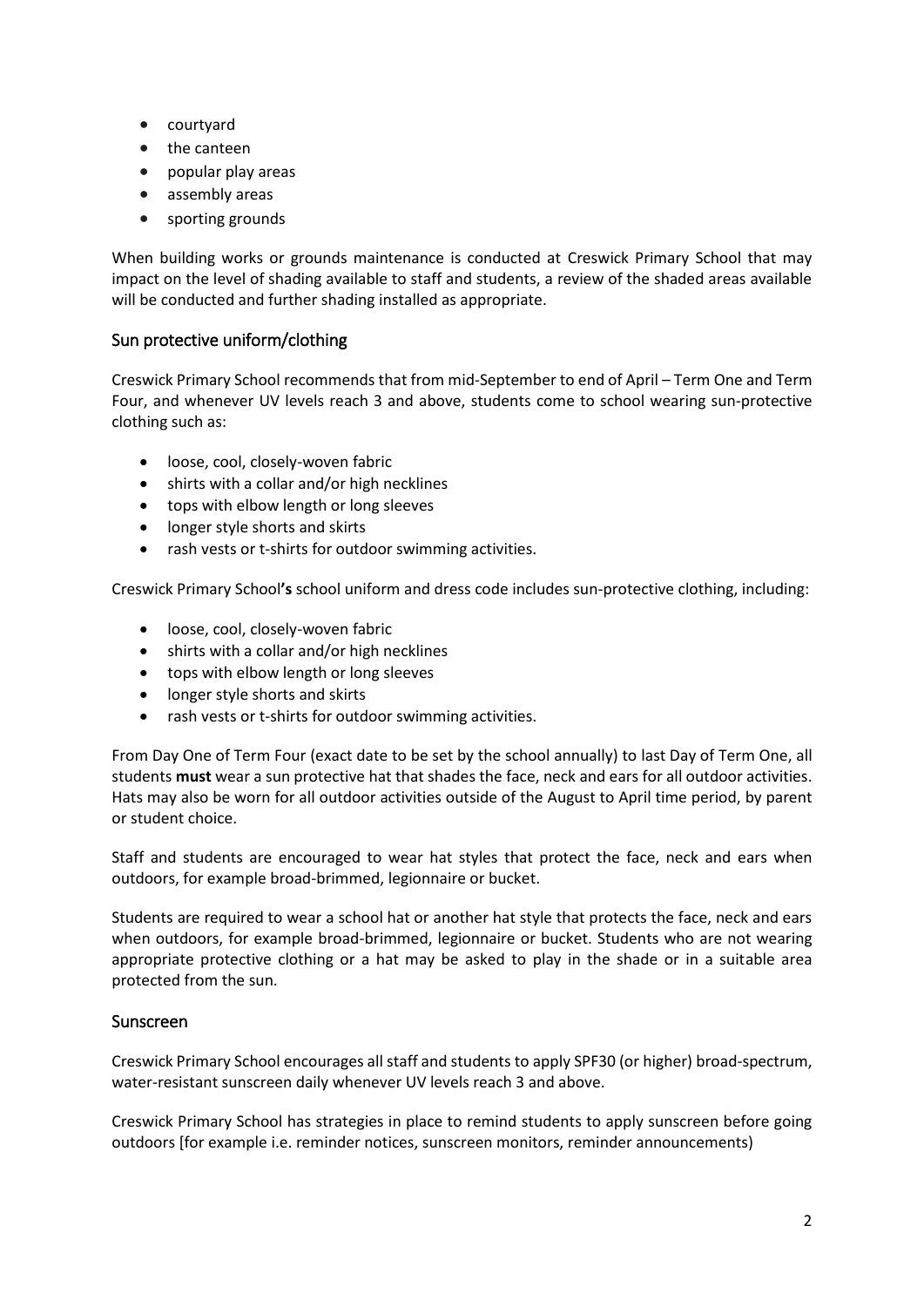- courtyard
- the canteen
- popular play areas
- assembly areas
- sporting grounds

When building works or grounds maintenance is conducted at Creswick Primary School that may impact on the level of shading available to staff and students, a review of the shaded areas available will be conducted and further shading installed as appropriate.

## Sun protective uniform/clothing

Creswick Primary School recommends that from mid-September to end of April – Term One and Term Four, and whenever UV levels reach 3 and above, students come to school wearing sun-protective clothing such as:

- loose, cool, closely-woven fabric
- shirts with a collar and/or high necklines
- tops with elbow length or long sleeves
- longer style shorts and skirts
- rash vests or t-shirts for outdoor swimming activities.

Creswick Primary School**'s** school uniform and dress code includes sun-protective clothing, including:

- loose, cool, closely-woven fabric
- shirts with a collar and/or high necklines
- tops with elbow length or long sleeves
- longer style shorts and skirts
- rash vests or t-shirts for outdoor swimming activities.

From Day One of Term Four (exact date to be set by the school annually) to last Day of Term One, all students **must** wear a sun protective hat that shades the face, neck and ears for all outdoor activities. Hats may also be worn for all outdoor activities outside of the August to April time period, by parent or student choice.

Staff and students are encouraged to wear hat styles that protect the face, neck and ears when outdoors, for example broad-brimmed, legionnaire or bucket.

Students are required to wear a school hat or another hat style that protects the face, neck and ears when outdoors, for example broad-brimmed, legionnaire or bucket. Students who are not wearing appropriate protective clothing or a hat may be asked to play in the shade or in a suitable area protected from the sun.

## Sunscreen

Creswick Primary School encourages all staff and students to apply SPF30 (or higher) broad-spectrum, water-resistant sunscreen daily whenever UV levels reach 3 and above.

Creswick Primary School has strategies in place to remind students to apply sunscreen before going outdoors [for example i.e. reminder notices, sunscreen monitors, reminder announcements)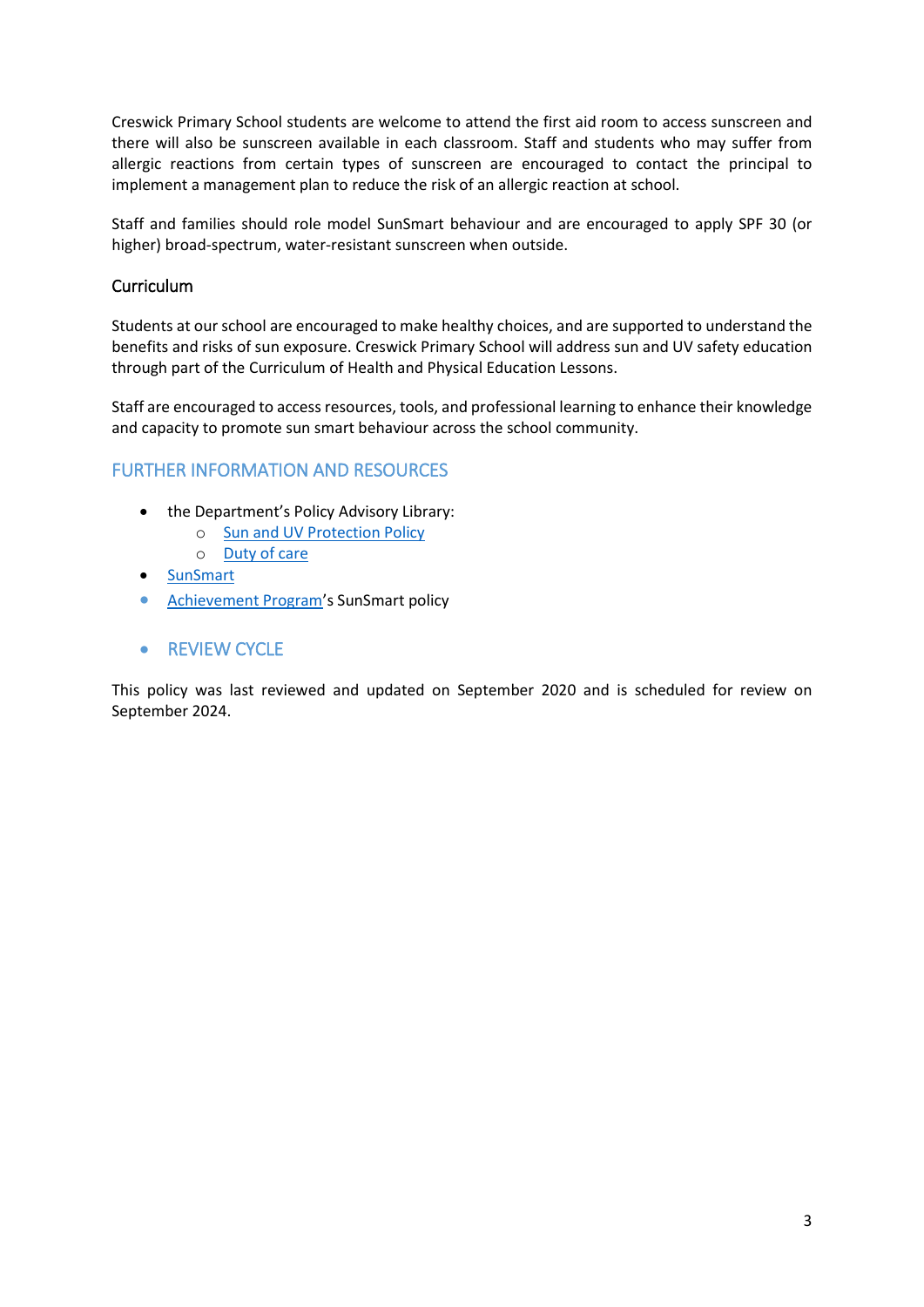Creswick Primary School students are welcome to attend the first aid room to access sunscreen and there will also be sunscreen available in each classroom. Staff and students who may suffer from allergic reactions from certain types of sunscreen are encouraged to contact the principal to implement a management plan to reduce the risk of an allergic reaction at school.

Staff and families should role model SunSmart behaviour and are encouraged to apply SPF 30 (or higher) broad-spectrum, water-resistant sunscreen when outside.

### Curriculum

Students at our school are encouraged to make healthy choices, and are supported to understand the benefits and risks of sun exposure. Creswick Primary School will address sun and UV safety education through part of the Curriculum of Health and Physical Education Lessons.

Staff are encouraged to access resources, tools, and professional learning to enhance their knowledge and capacity to promote sun smart behaviour across the school community.

## FURTHER INFORMATION AND RESOURCES

- the Department's Policy Advisory Library:
  - Sun and UV Protection Policy
  - Duty of care
- SunSmart
- Achievement Program's SunSmart policy

## REVIEW CYCLE

This policy was last reviewed and updated on September 2020 and is scheduled for review on September 2024.